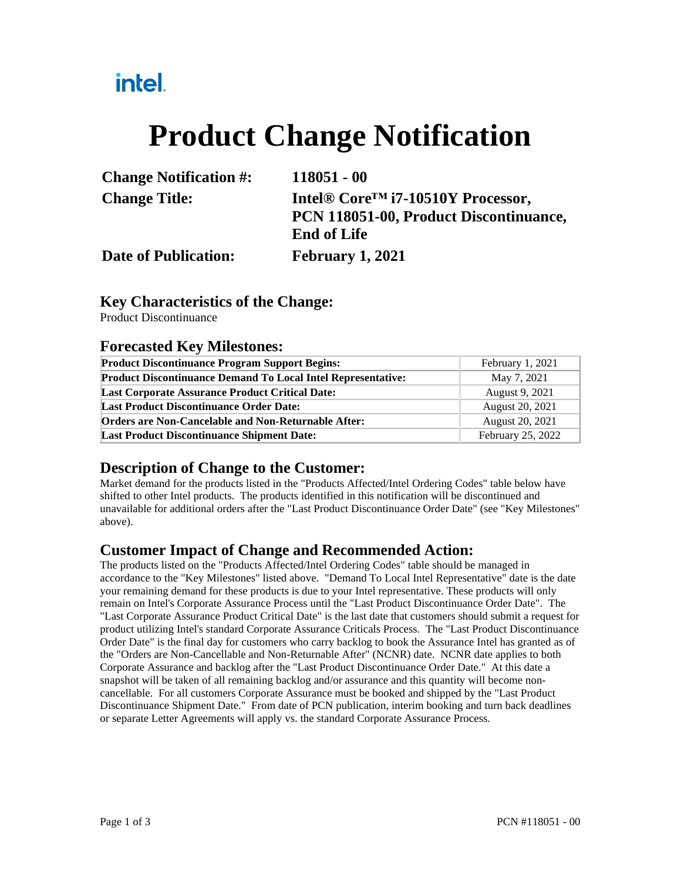intel.

# Product Change Notification

**Change Notification #:** 118051 - 00

**Change Title:** Intel® Core™ i7-10510Y Processor, PCN 118051-00, Product Discontinuance, End of Life

**Date of Publication:** February 1, 2021

## Key Characteristics of the Change:

Product Discontinuance

## Forecasted Key Milestones:

| | |
|---|---|
| **Product Discontinuance Program Support Begins:** | February 1, 2021 |
| **Product Discontinuance Demand To Local Intel Representative:** | May 7, 2021 |
| **Last Corporate Assurance Product Critical Date:** | August 9, 2021 |
| **Last Product Discontinuance Order Date:** | August 20, 2021 |
| **Orders are Non-Cancelable and Non-Returnable After:** | August 20, 2021 |
| **Last Product Discontinuance Shipment Date:** | February 25, 2022 |

## Description of Change to the Customer:

Market demand for the products listed in the "Products Affected/Intel Ordering Codes" table below have shifted to other Intel products. The products identified in this notification will be discontinued and unavailable for additional orders after the "Last Product Discontinuance Order Date" (see "Key Milestones" above).

## Customer Impact of Change and Recommended Action:

The products listed on the "Products Affected/Intel Ordering Codes" table should be managed in accordance to the "Key Milestones" listed above. "Demand To Local Intel Representative" date is the date your remaining demand for these products is due to your Intel representative. These products will only remain on Intel's Corporate Assurance Process until the "Last Product Discontinuance Order Date". The "Last Corporate Assurance Product Critical Date" is the last date that customers should submit a request for product utilizing Intel's standard Corporate Assurance Criticals Process. The "Last Product Discontinuance Order Date" is the final day for customers who carry backlog to book the Assurance Intel has granted as of the "Orders are Non-Cancellable and Non-Returnable After" (NCNR) date. NCNR date applies to both Corporate Assurance and backlog after the "Last Product Discontinuance Order Date." At this date a snapshot will be taken of all remaining backlog and/or assurance and this quantity will become non-cancellable. For all customers Corporate Assurance must be booked and shipped by the "Last Product Discontinuance Shipment Date." From date of PCN publication, interim booking and turn back deadlines or separate Letter Agreements will apply vs. the standard Corporate Assurance Process.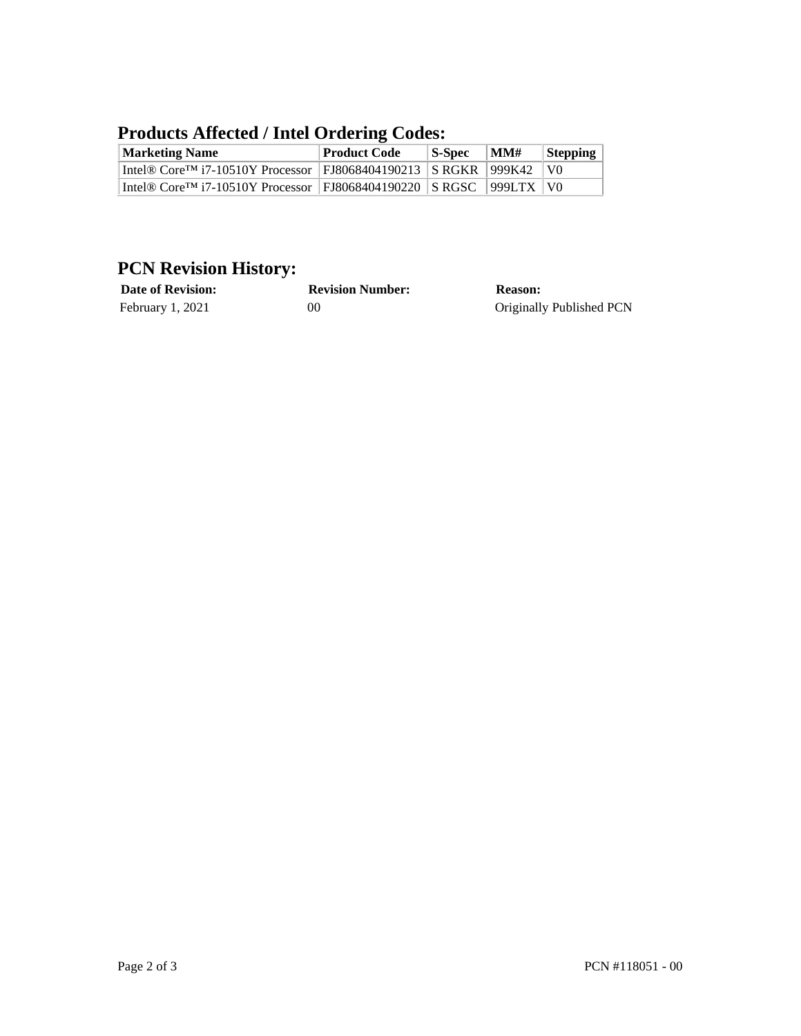## Products Affected / Intel Ordering Codes:

| Marketing Name | Product Code | S-Spec | MM# | Stepping |
| --- | --- | --- | --- | --- |
| Intel® Core™ i7-10510Y Processor | FJ8068404190213 | S RGKR | 999K42 | V0 |
| Intel® Core™ i7-10510Y Processor | FJ8068404190220 | S RGSC | 999LTX | V0 |

## PCN Revision History:

| Date of Revision: | Revision Number: | Reason: |
| --- | --- | --- |
| February 1, 2021 | 00 | Originally Published PCN |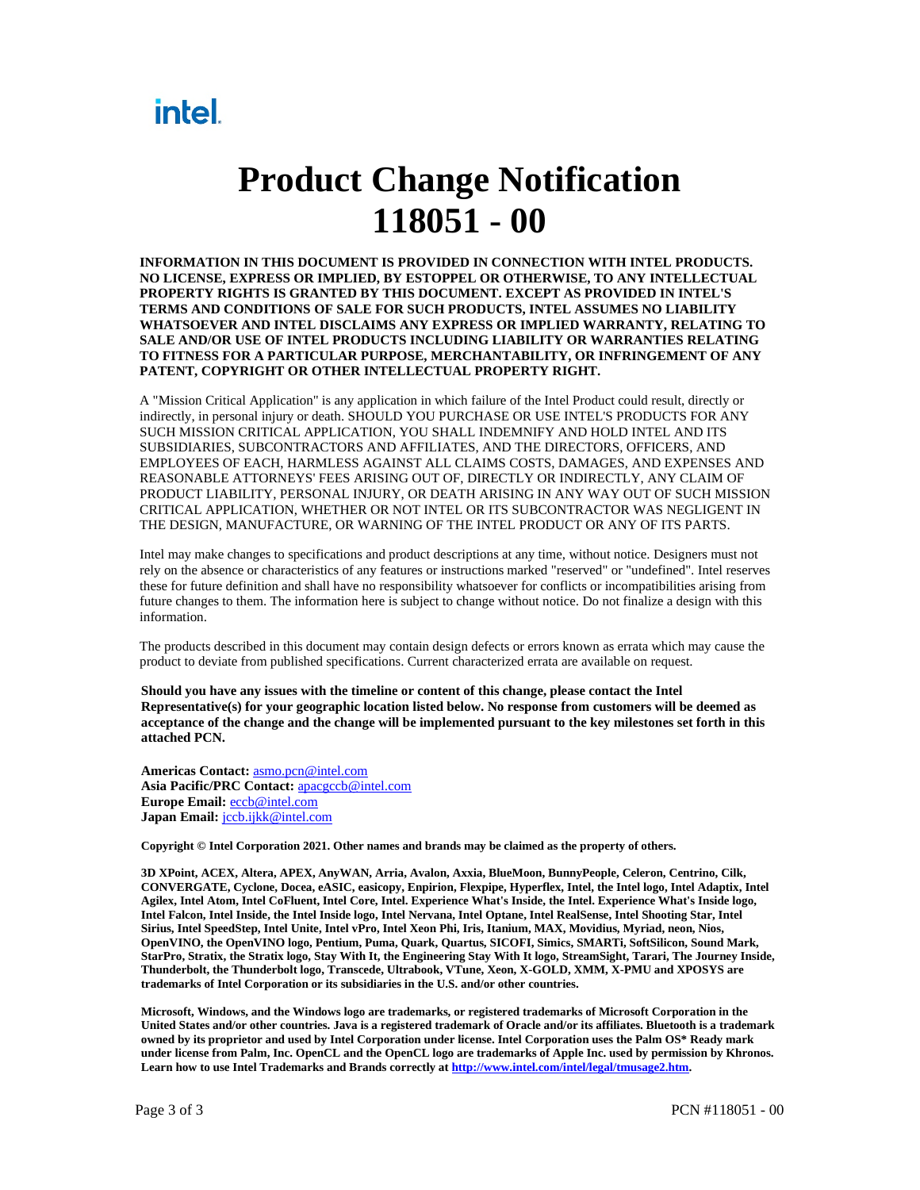# Product Change Notification 118051 - 00

**INFORMATION IN THIS DOCUMENT IS PROVIDED IN CONNECTION WITH INTEL PRODUCTS. NO LICENSE, EXPRESS OR IMPLIED, BY ESTOPPEL OR OTHERWISE, TO ANY INTELLECTUAL PROPERTY RIGHTS IS GRANTED BY THIS DOCUMENT. EXCEPT AS PROVIDED IN INTEL'S TERMS AND CONDITIONS OF SALE FOR SUCH PRODUCTS, INTEL ASSUMES NO LIABILITY WHATSOEVER AND INTEL DISCLAIMS ANY EXPRESS OR IMPLIED WARRANTY, RELATING TO SALE AND/OR USE OF INTEL PRODUCTS INCLUDING LIABILITY OR WARRANTIES RELATING TO FITNESS FOR A PARTICULAR PURPOSE, MERCHANTABILITY, OR INFRINGEMENT OF ANY PATENT, COPYRIGHT OR OTHER INTELLECTUAL PROPERTY RIGHT.**

A "Mission Critical Application" is any application in which failure of the Intel Product could result, directly or indirectly, in personal injury or death. SHOULD YOU PURCHASE OR USE INTEL'S PRODUCTS FOR ANY SUCH MISSION CRITICAL APPLICATION, YOU SHALL INDEMNIFY AND HOLD INTEL AND ITS SUBSIDIARIES, SUBCONTRACTORS AND AFFILIATES, AND THE DIRECTORS, OFFICERS, AND EMPLOYEES OF EACH, HARMLESS AGAINST ALL CLAIMS COSTS, DAMAGES, AND EXPENSES AND REASONABLE ATTORNEYS' FEES ARISING OUT OF, DIRECTLY OR INDIRECTLY, ANY CLAIM OF PRODUCT LIABILITY, PERSONAL INJURY, OR DEATH ARISING IN ANY WAY OUT OF SUCH MISSION CRITICAL APPLICATION, WHETHER OR NOT INTEL OR ITS SUBCONTRACTOR WAS NEGLIGENT IN THE DESIGN, MANUFACTURE, OR WARNING OF THE INTEL PRODUCT OR ANY OF ITS PARTS.

Intel may make changes to specifications and product descriptions at any time, without notice. Designers must not rely on the absence or characteristics of any features or instructions marked "reserved" or "undefined". Intel reserves these for future definition and shall have no responsibility whatsoever for conflicts or incompatibilities arising from future changes to them. The information here is subject to change without notice. Do not finalize a design with this information.

The products described in this document may contain design defects or errors known as errata which may cause the product to deviate from published specifications. Current characterized errata are available on request.

**Should you have any issues with the timeline or content of this change, please contact the Intel Representative(s) for your geographic location listed below. No response from customers will be deemed as acceptance of the change and the change will be implemented pursuant to the key milestones set forth in this attached PCN.**

**Americas Contact:** asmo.pcn@intel.com
**Asia Pacific/PRC Contact:** apacgccb@intel.com
**Europe Email:** eccb@intel.com
**Japan Email:** jccb.ijkk@intel.com

**Copyright © Intel Corporation 2021. Other names and brands may be claimed as the property of others.**

**3D XPoint, ACEX, Altera, APEX, AnyWAN, Arria, Avalon, Axxia, BlueMoon, BunnyPeople, Celeron, Centrino, Cilk, CONVERGATE, Cyclone, Docea, eASIC, easicopy, Enpirion, Flexpipe, Hyperflex, Intel, the Intel logo, Intel Adaptix, Intel Agilex, Intel Atom, Intel CoFluent, Intel Core, Intel. Experience What's Inside, the Intel. Experience What's Inside logo, Intel Falcon, Intel Inside, the Intel Inside logo, Intel Nervana, Intel Optane, Intel RealSense, Intel Shooting Star, Intel Sirius, Intel SpeedStep, Intel Unite, Intel vPro, Intel Xeon Phi, Iris, Itanium, MAX, Movidius, Myriad, neon, Nios, OpenVINO, the OpenVINO logo, Pentium, Puma, Quark, Quartus, SICOFI, Simics, SMARTi, SoftSilicon, Sound Mark, StarPro, Stratix, the Stratix logo, Stay With It, the Engineering Stay With It logo, StreamSight, Tarari, The Journey Inside, Thunderbolt, the Thunderbolt logo, Transcede, Ultrabook, VTune, Xeon, X-GOLD, XMM, X-PMU and XPOSYS are trademarks of Intel Corporation or its subsidiaries in the U.S. and/or other countries.**

**Microsoft, Windows, and the Windows logo are trademarks, or registered trademarks of Microsoft Corporation in the United States and/or other countries. Java is a registered trademark of Oracle and/or its affiliates. Bluetooth is a trademark owned by its proprietor and used by Intel Corporation under license. Intel Corporation uses the Palm OS* Ready mark under license from Palm, Inc. OpenCL and the OpenCL logo are trademarks of Apple Inc. used by permission by Khronos. Learn how to use Intel Trademarks and Brands correctly at http://www.intel.com/intel/legal/tmusage2.htm.**